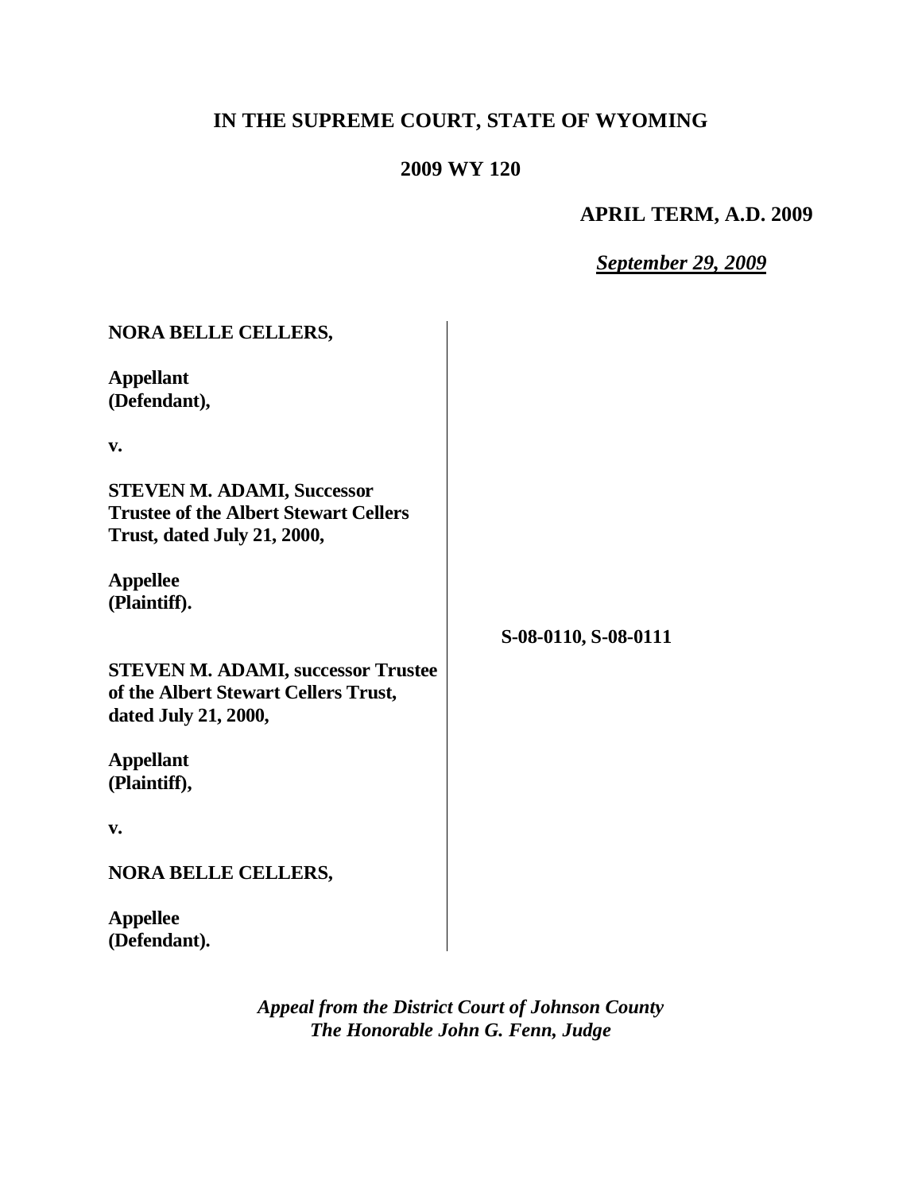# IN THE SUPREME COURT, STATE OF WYOMING

## 2009 WY 120

**APRIL TERM, A.D. 2009**

***September 29, 2009***

| | |
|---|---|
| **NORA BELLE CELLERS,**<br><br>**Appellant (Defendant),**<br><br>**v.**<br><br>**STEVEN M. ADAMI, Successor Trustee of the Albert Stewart Cellers Trust, dated July 21, 2000,**<br><br>**Appellee (Plaintiff).** | |
| | **S-08-0110, S-08-0111** |
| **STEVEN M. ADAMI, successor Trustee of the Albert Stewart Cellers Trust, dated July 21, 2000,**<br><br>**Appellant (Plaintiff),**<br><br>**v.**<br><br>**NORA BELLE CELLERS,**<br><br>**Appellee (Defendant).** | |

*Appeal from the District Court of Johnson County*
*The Honorable John G. Fenn, Judge*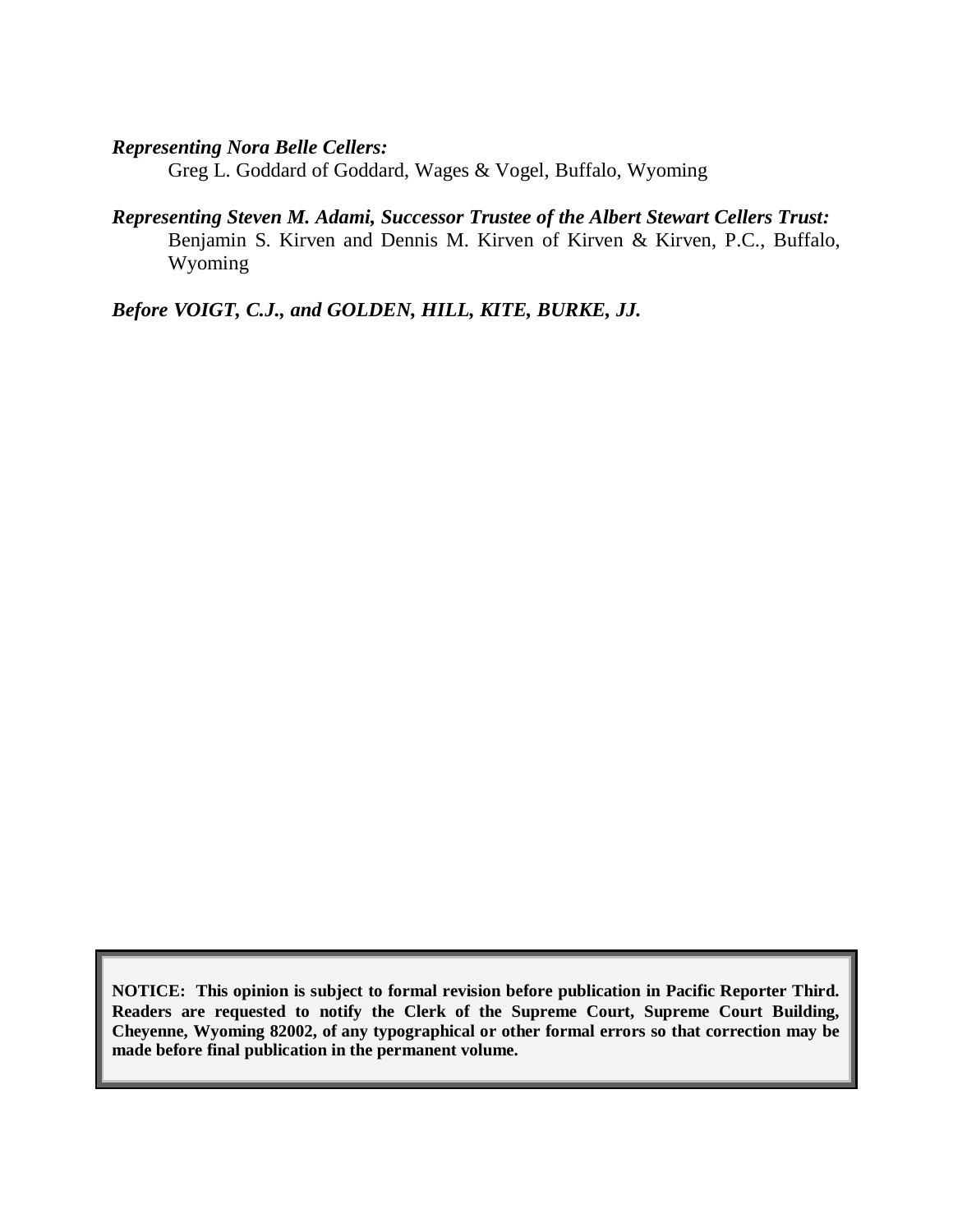***Representing Nora Belle Cellers:***

Greg L. Goddard of Goddard, Wages & Vogel, Buffalo, Wyoming

***Representing Steven M. Adami, Successor Trustee of the Albert Stewart Cellers Trust:***

Benjamin S. Kirven and Dennis M. Kirven of Kirven & Kirven, P.C., Buffalo, Wyoming

***Before VOIGT, C.J., and GOLDEN, HILL, KITE, BURKE, JJ.***

**NOTICE: This opinion is subject to formal revision before publication in Pacific Reporter Third. Readers are requested to notify the Clerk of the Supreme Court, Supreme Court Building, Cheyenne, Wyoming 82002, of any typographical or other formal errors so that correction may be made before final publication in the permanent volume.**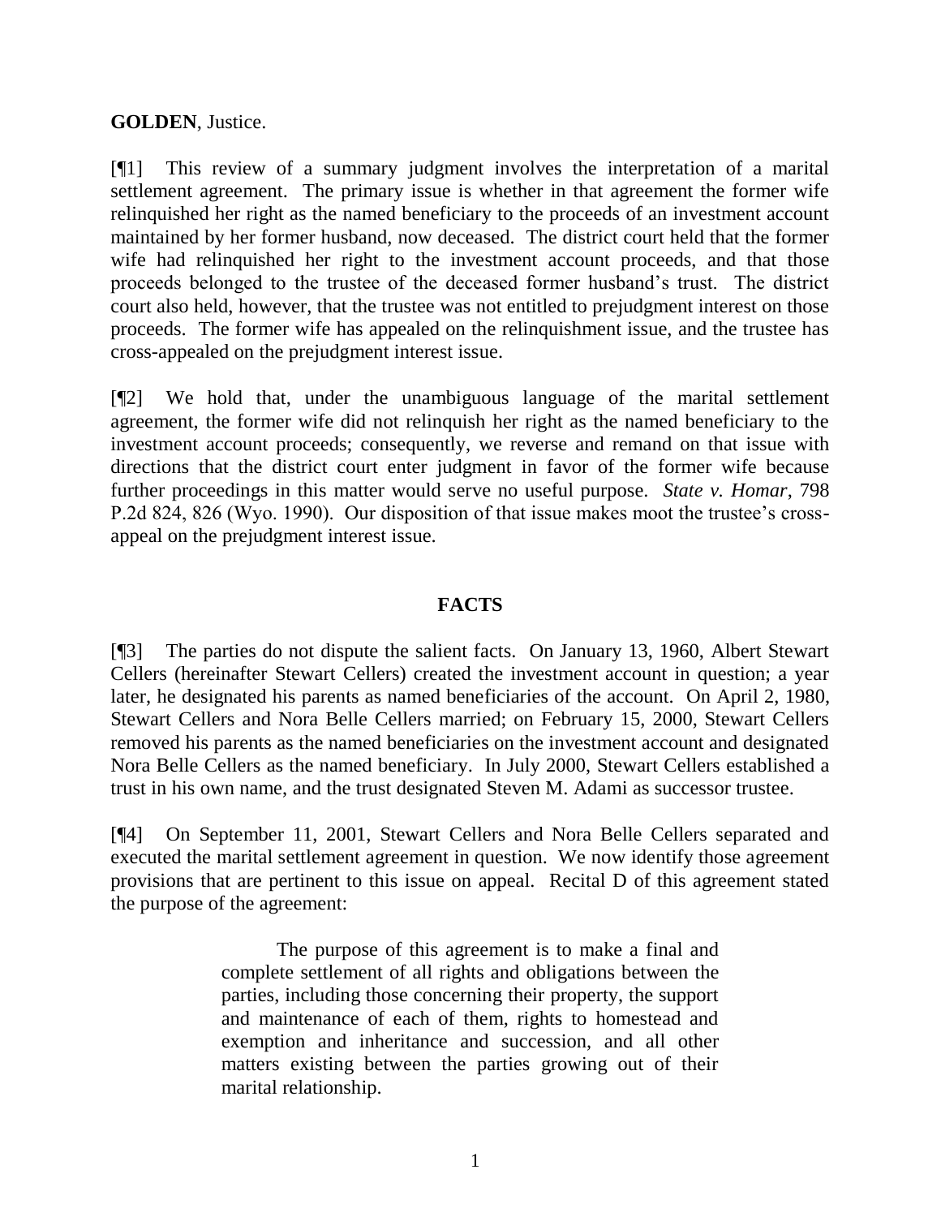**GOLDEN**, Justice.

[¶1] This review of a summary judgment involves the interpretation of a marital settlement agreement. The primary issue is whether in that agreement the former wife relinquished her right as the named beneficiary to the proceeds of an investment account maintained by her former husband, now deceased. The district court held that the former wife had relinquished her right to the investment account proceeds, and that those proceeds belonged to the trustee of the deceased former husband's trust. The district court also held, however, that the trustee was not entitled to prejudgment interest on those proceeds. The former wife has appealed on the relinquishment issue, and the trustee has cross-appealed on the prejudgment interest issue.

[¶2] We hold that, under the unambiguous language of the marital settlement agreement, the former wife did not relinquish her right as the named beneficiary to the investment account proceeds; consequently, we reverse and remand on that issue with directions that the district court enter judgment in favor of the former wife because further proceedings in this matter would serve no useful purpose. *State v. Homar*, 798 P.2d 824, 826 (Wyo. 1990). Our disposition of that issue makes moot the trustee's cross-appeal on the prejudgment interest issue.

## FACTS

[¶3] The parties do not dispute the salient facts. On January 13, 1960, Albert Stewart Cellers (hereinafter Stewart Cellers) created the investment account in question; a year later, he designated his parents as named beneficiaries of the account. On April 2, 1980, Stewart Cellers and Nora Belle Cellers married; on February 15, 2000, Stewart Cellers removed his parents as the named beneficiaries on the investment account and designated Nora Belle Cellers as the named beneficiary. In July 2000, Stewart Cellers established a trust in his own name, and the trust designated Steven M. Adami as successor trustee.

[¶4] On September 11, 2001, Stewart Cellers and Nora Belle Cellers separated and executed the marital settlement agreement in question. We now identify those agreement provisions that are pertinent to this issue on appeal. Recital D of this agreement stated the purpose of the agreement:

> The purpose of this agreement is to make a final and complete settlement of all rights and obligations between the parties, including those concerning their property, the support and maintenance of each of them, rights to homestead and exemption and inheritance and succession, and all other matters existing between the parties growing out of their marital relationship.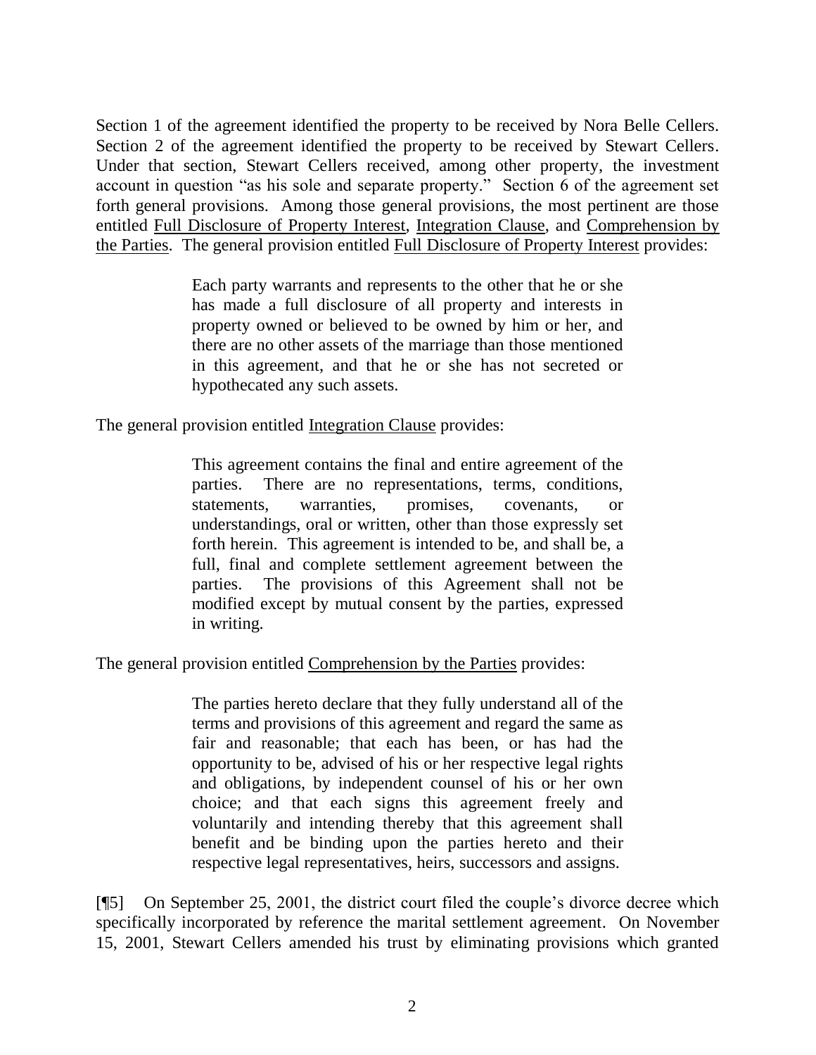Section 1 of the agreement identified the property to be received by Nora Belle Cellers. Section 2 of the agreement identified the property to be received by Stewart Cellers. Under that section, Stewart Cellers received, among other property, the investment account in question "as his sole and separate property." Section 6 of the agreement set forth general provisions. Among those general provisions, the most pertinent are those entitled Full Disclosure of Property Interest, Integration Clause, and Comprehension by the Parties. The general provision entitled Full Disclosure of Property Interest provides:

> Each party warrants and represents to the other that he or she has made a full disclosure of all property and interests in property owned or believed to be owned by him or her, and there are no other assets of the marriage than those mentioned in this agreement, and that he or she has not secreted or hypothecated any such assets.

The general provision entitled Integration Clause provides:

> This agreement contains the final and entire agreement of the parties. There are no representations, terms, conditions, statements, warranties, promises, covenants, or understandings, oral or written, other than those expressly set forth herein. This agreement is intended to be, and shall be, a full, final and complete settlement agreement between the parties. The provisions of this Agreement shall not be modified except by mutual consent by the parties, expressed in writing.

The general provision entitled Comprehension by the Parties provides:

> The parties hereto declare that they fully understand all of the terms and provisions of this agreement and regard the same as fair and reasonable; that each has been, or has had the opportunity to be, advised of his or her respective legal rights and obligations, by independent counsel of his or her own choice; and that each signs this agreement freely and voluntarily and intending thereby that this agreement shall benefit and be binding upon the parties hereto and their respective legal representatives, heirs, successors and assigns.

[¶5] On September 25, 2001, the district court filed the couple's divorce decree which specifically incorporated by reference the marital settlement agreement. On November 15, 2001, Stewart Cellers amended his trust by eliminating provisions which granted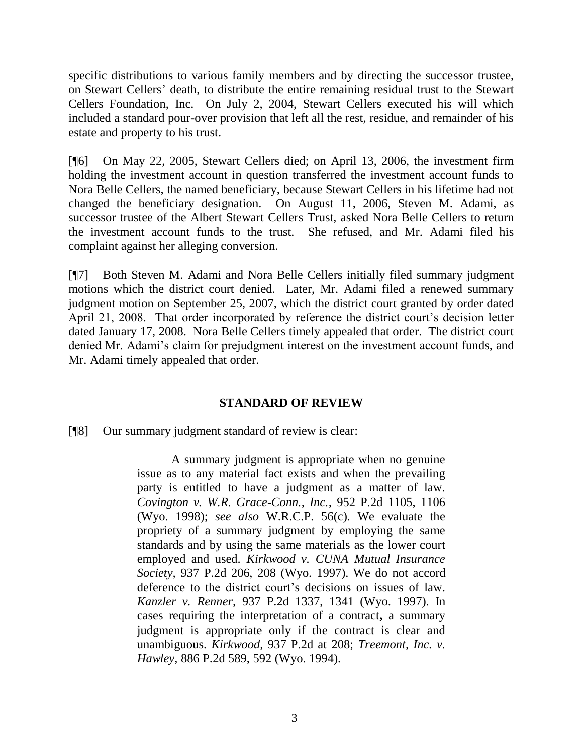specific distributions to various family members and by directing the successor trustee, on Stewart Cellers' death, to distribute the entire remaining residual trust to the Stewart Cellers Foundation, Inc. On July 2, 2004, Stewart Cellers executed his will which included a standard pour-over provision that left all the rest, residue, and remainder of his estate and property to his trust.

[¶6] On May 22, 2005, Stewart Cellers died; on April 13, 2006, the investment firm holding the investment account in question transferred the investment account funds to Nora Belle Cellers, the named beneficiary, because Stewart Cellers in his lifetime had not changed the beneficiary designation. On August 11, 2006, Steven M. Adami, as successor trustee of the Albert Stewart Cellers Trust, asked Nora Belle Cellers to return the investment account funds to the trust. She refused, and Mr. Adami filed his complaint against her alleging conversion.

[¶7] Both Steven M. Adami and Nora Belle Cellers initially filed summary judgment motions which the district court denied. Later, Mr. Adami filed a renewed summary judgment motion on September 25, 2007, which the district court granted by order dated April 21, 2008. That order incorporated by reference the district court's decision letter dated January 17, 2008. Nora Belle Cellers timely appealed that order. The district court denied Mr. Adami's claim for prejudgment interest on the investment account funds, and Mr. Adami timely appealed that order.

## STANDARD OF REVIEW

[¶8] Our summary judgment standard of review is clear:

> A summary judgment is appropriate when no genuine issue as to any material fact exists and when the prevailing party is entitled to have a judgment as a matter of law. *Covington v. W.R. Grace-Conn., Inc.*, 952 P.2d 1105, 1106 (Wyo. 1998); *see also* W.R.C.P. 56(c). We evaluate the propriety of a summary judgment by employing the same standards and by using the same materials as the lower court employed and used. *Kirkwood v. CUNA Mutual Insurance Society*, 937 P.2d 206, 208 (Wyo. 1997). We do not accord deference to the district court's decisions on issues of law. *Kanzler v. Renner*, 937 P.2d 1337, 1341 (Wyo. 1997). In cases requiring the interpretation of a contract**,** a summary judgment is appropriate only if the contract is clear and unambiguous. *Kirkwood*, 937 P.2d at 208; *Treemont, Inc. v. Hawley*, 886 P.2d 589, 592 (Wyo. 1994).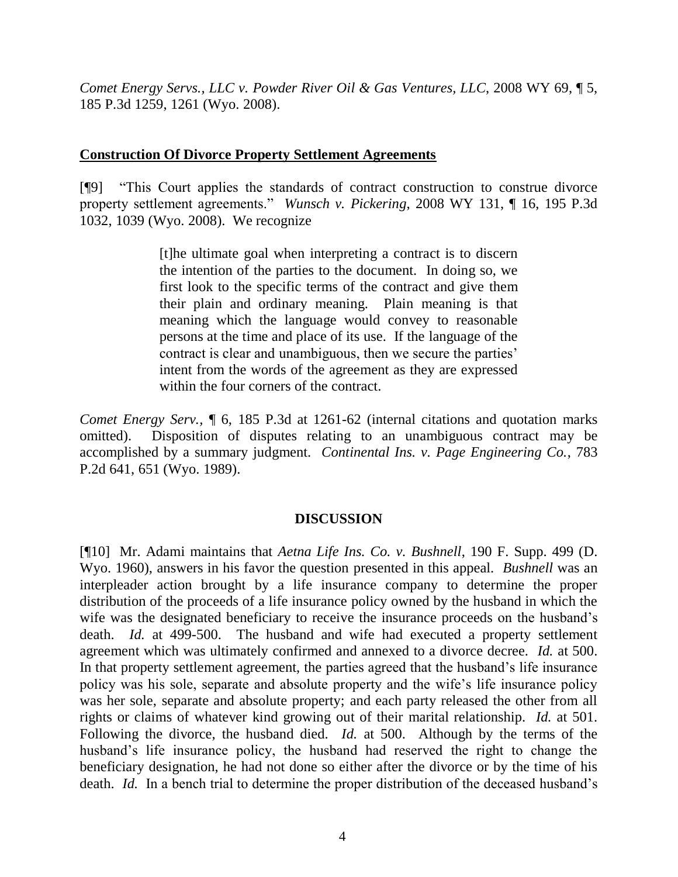*Comet Energy Servs., LLC v. Powder River Oil & Gas Ventures, LLC*, 2008 WY 69, ¶ 5, 185 P.3d 1259, 1261 (Wyo. 2008).

**Construction Of Divorce Property Settlement Agreements**

[¶9] "This Court applies the standards of contract construction to construe divorce property settlement agreements." *Wunsch v. Pickering*, 2008 WY 131, ¶ 16, 195 P.3d 1032, 1039 (Wyo. 2008). We recognize

> [t]he ultimate goal when interpreting a contract is to discern the intention of the parties to the document. In doing so, we first look to the specific terms of the contract and give them their plain and ordinary meaning. Plain meaning is that meaning which the language would convey to reasonable persons at the time and place of its use. If the language of the contract is clear and unambiguous, then we secure the parties' intent from the words of the agreement as they are expressed within the four corners of the contract.

*Comet Energy Serv.*, ¶ 6, 185 P.3d at 1261-62 (internal citations and quotation marks omitted). Disposition of disputes relating to an unambiguous contract may be accomplished by a summary judgment. *Continental Ins. v. Page Engineering Co.*, 783 P.2d 641, 651 (Wyo. 1989).

## DISCUSSION

[¶10] Mr. Adami maintains that *Aetna Life Ins. Co. v. Bushnell*, 190 F. Supp. 499 (D. Wyo. 1960), answers in his favor the question presented in this appeal. *Bushnell* was an interpleader action brought by a life insurance company to determine the proper distribution of the proceeds of a life insurance policy owned by the husband in which the wife was the designated beneficiary to receive the insurance proceeds on the husband's death. *Id.* at 499-500. The husband and wife had executed a property settlement agreement which was ultimately confirmed and annexed to a divorce decree. *Id.* at 500. In that property settlement agreement, the parties agreed that the husband's life insurance policy was his sole, separate and absolute property and the wife's life insurance policy was her sole, separate and absolute property; and each party released the other from all rights or claims of whatever kind growing out of their marital relationship. *Id.* at 501. Following the divorce, the husband died. *Id.* at 500. Although by the terms of the husband's life insurance policy, the husband had reserved the right to change the beneficiary designation, he had not done so either after the divorce or by the time of his death. *Id.* In a bench trial to determine the proper distribution of the deceased husband's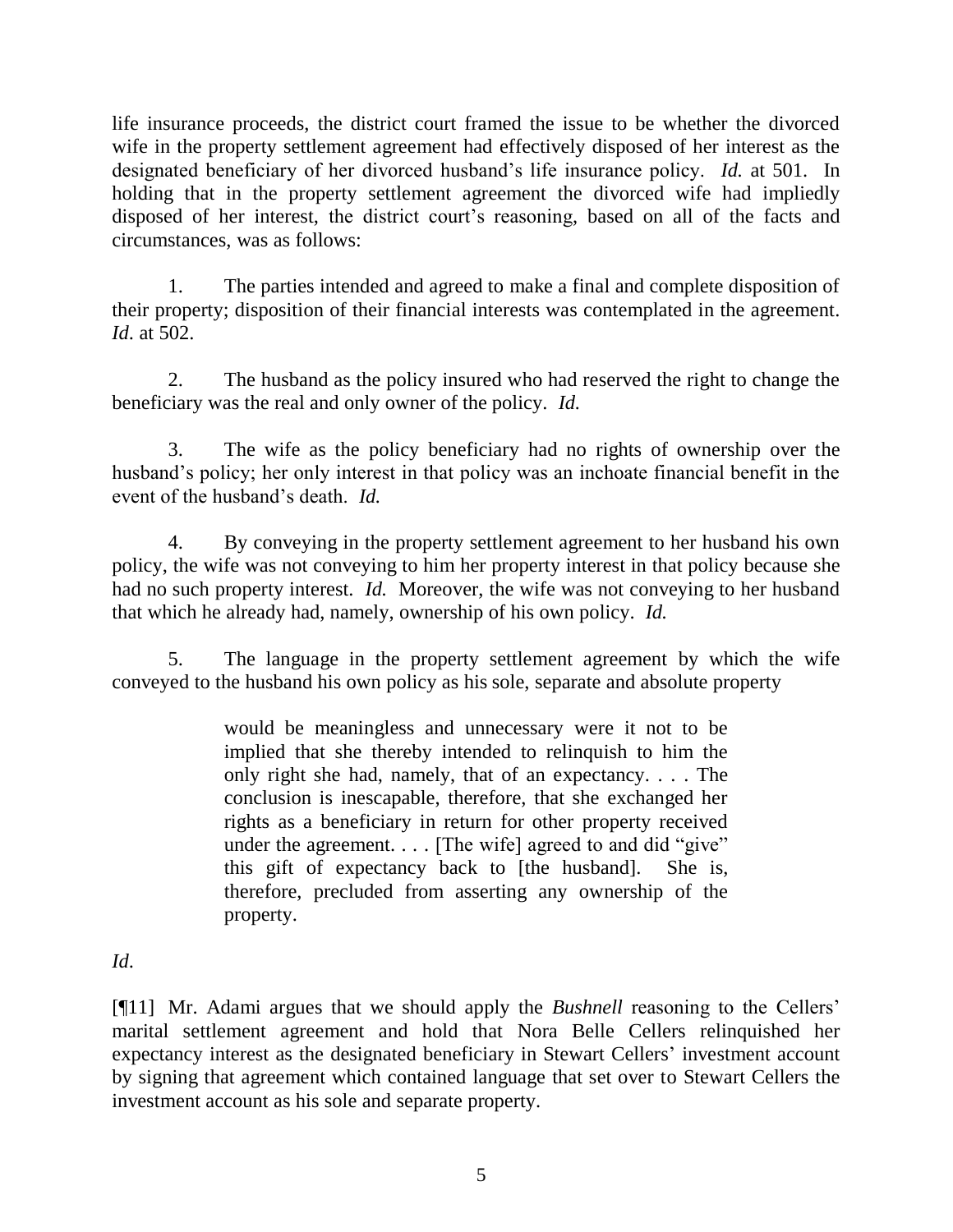life insurance proceeds, the district court framed the issue to be whether the divorced wife in the property settlement agreement had effectively disposed of her interest as the designated beneficiary of her divorced husband's life insurance policy. *Id.* at 501. In holding that in the property settlement agreement the divorced wife had impliedly disposed of her interest, the district court's reasoning, based on all of the facts and circumstances, was as follows:

1. The parties intended and agreed to make a final and complete disposition of their property; disposition of their financial interests was contemplated in the agreement. *Id*. at 502.

2. The husband as the policy insured who had reserved the right to change the beneficiary was the real and only owner of the policy. *Id.*

3. The wife as the policy beneficiary had no rights of ownership over the husband's policy; her only interest in that policy was an inchoate financial benefit in the event of the husband's death. *Id.*

4. By conveying in the property settlement agreement to her husband his own policy, the wife was not conveying to him her property interest in that policy because she had no such property interest. *Id.* Moreover, the wife was not conveying to her husband that which he already had, namely, ownership of his own policy. *Id.*

5. The language in the property settlement agreement by which the wife conveyed to the husband his own policy as his sole, separate and absolute property

> would be meaningless and unnecessary were it not to be implied that she thereby intended to relinquish to him the only right she had, namely, that of an expectancy. . . . The conclusion is inescapable, therefore, that she exchanged her rights as a beneficiary in return for other property received under the agreement. . . . [The wife] agreed to and did "give" this gift of expectancy back to [the husband]. She is, therefore, precluded from asserting any ownership of the property.

*Id*.

[¶11] Mr. Adami argues that we should apply the *Bushnell* reasoning to the Cellers' marital settlement agreement and hold that Nora Belle Cellers relinquished her expectancy interest as the designated beneficiary in Stewart Cellers' investment account by signing that agreement which contained language that set over to Stewart Cellers the investment account as his sole and separate property.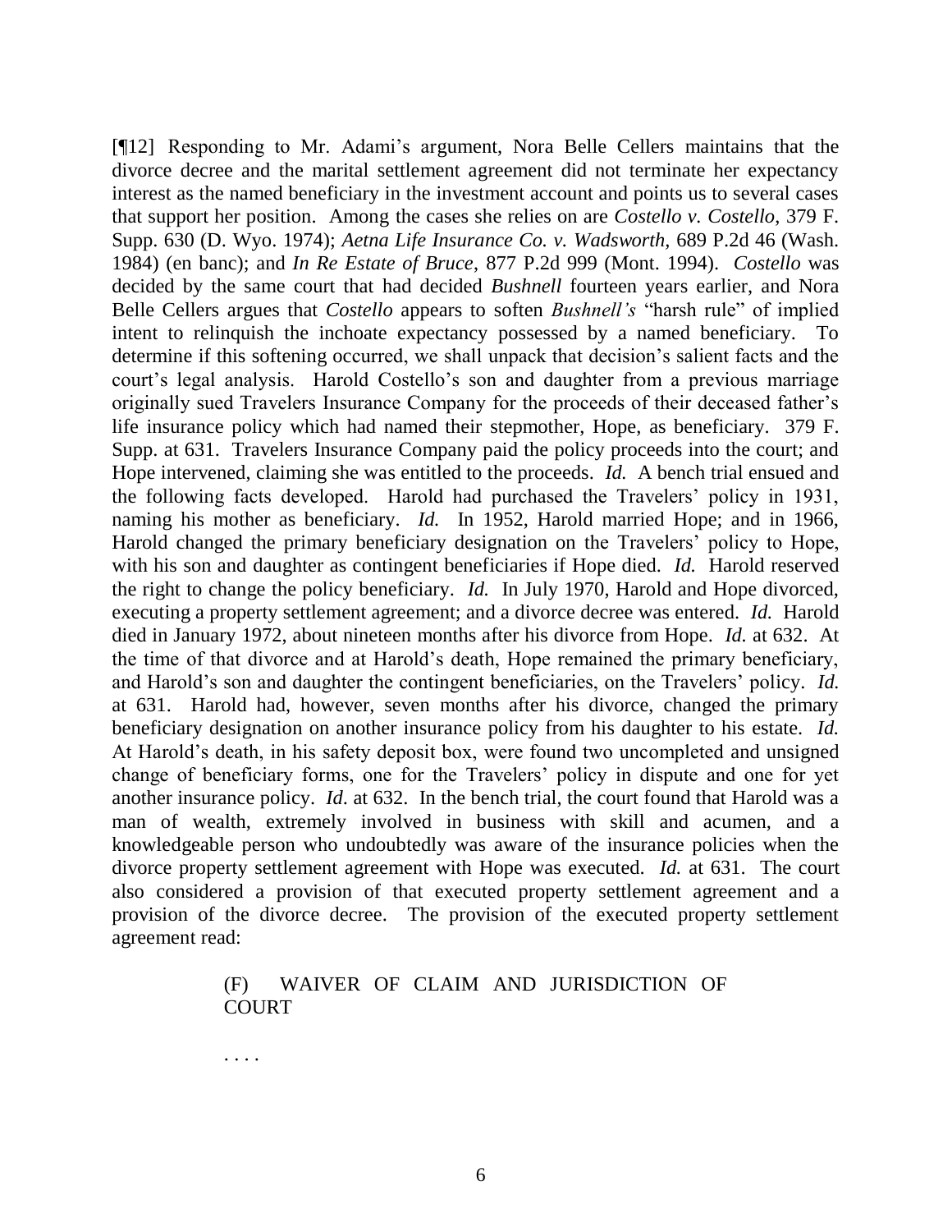[¶12] Responding to Mr. Adami's argument, Nora Belle Cellers maintains that the divorce decree and the marital settlement agreement did not terminate her expectancy interest as the named beneficiary in the investment account and points us to several cases that support her position. Among the cases she relies on are *Costello v. Costello*, 379 F. Supp. 630 (D. Wyo. 1974); *Aetna Life Insurance Co. v. Wadsworth*, 689 P.2d 46 (Wash. 1984) (en banc); and *In Re Estate of Bruce*, 877 P.2d 999 (Mont. 1994). *Costello* was decided by the same court that had decided *Bushnell* fourteen years earlier, and Nora Belle Cellers argues that *Costello* appears to soften *Bushnell's* "harsh rule" of implied intent to relinquish the inchoate expectancy possessed by a named beneficiary. To determine if this softening occurred, we shall unpack that decision's salient facts and the court's legal analysis. Harold Costello's son and daughter from a previous marriage originally sued Travelers Insurance Company for the proceeds of their deceased father's life insurance policy which had named their stepmother, Hope, as beneficiary. 379 F. Supp. at 631. Travelers Insurance Company paid the policy proceeds into the court; and Hope intervened, claiming she was entitled to the proceeds. *Id.* A bench trial ensued and the following facts developed. Harold had purchased the Travelers' policy in 1931, naming his mother as beneficiary. *Id.* In 1952, Harold married Hope; and in 1966, Harold changed the primary beneficiary designation on the Travelers' policy to Hope, with his son and daughter as contingent beneficiaries if Hope died. *Id.* Harold reserved the right to change the policy beneficiary. *Id.* In July 1970, Harold and Hope divorced, executing a property settlement agreement; and a divorce decree was entered. *Id.* Harold died in January 1972, about nineteen months after his divorce from Hope. *Id.* at 632. At the time of that divorce and at Harold's death, Hope remained the primary beneficiary, and Harold's son and daughter the contingent beneficiaries, on the Travelers' policy. *Id.* at 631. Harold had, however, seven months after his divorce, changed the primary beneficiary designation on another insurance policy from his daughter to his estate. *Id.* At Harold's death, in his safety deposit box, were found two uncompleted and unsigned change of beneficiary forms, one for the Travelers' policy in dispute and one for yet another insurance policy. *Id.* at 632. In the bench trial, the court found that Harold was a man of wealth, extremely involved in business with skill and acumen, and a knowledgeable person who undoubtedly was aware of the insurance policies when the divorce property settlement agreement with Hope was executed. *Id.* at 631. The court also considered a provision of that executed property settlement agreement and a provision of the divorce decree. The provision of the executed property settlement agreement read:

> (F) WAIVER OF CLAIM AND JURISDICTION OF COURT
>
> . . . .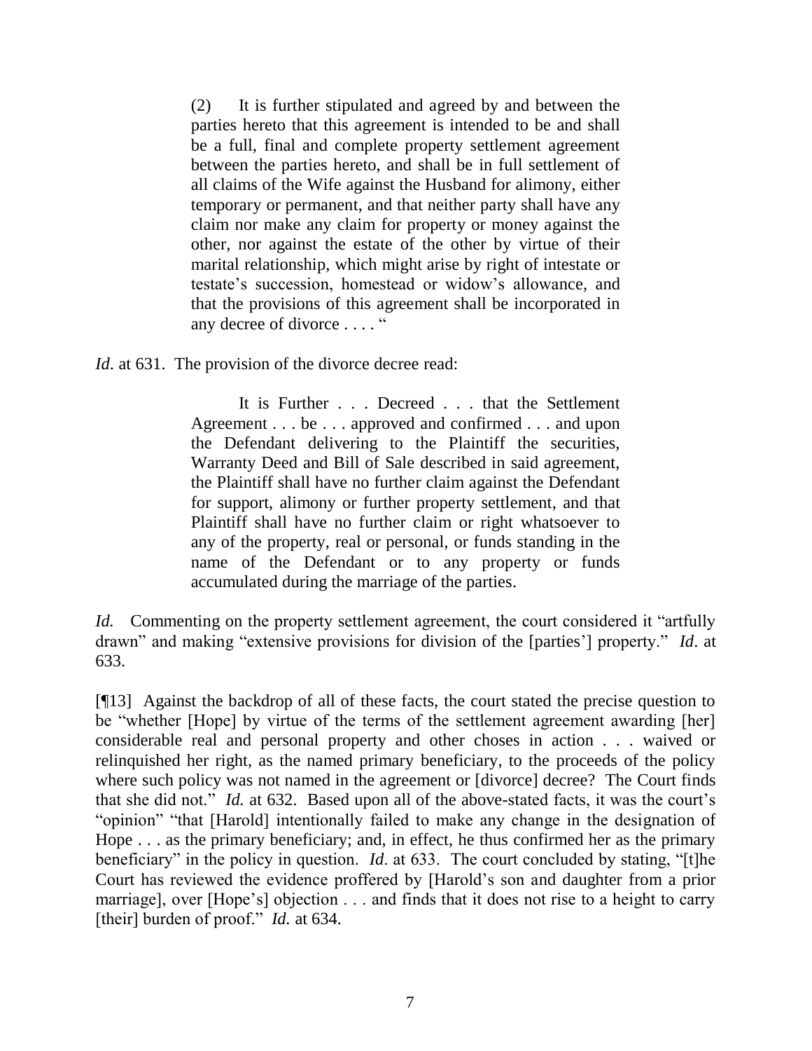> (2) It is further stipulated and agreed by and between the parties hereto that this agreement is intended to be and shall be a full, final and complete property settlement agreement between the parties hereto, and shall be in full settlement of all claims of the Wife against the Husband for alimony, either temporary or permanent, and that neither party shall have any claim nor make any claim for property or money against the other, nor against the estate of the other by virtue of their marital relationship, which might arise by right of intestate or testate's succession, homestead or widow's allowance, and that the provisions of this agreement shall be incorporated in any decree of divorce . . . . "

*Id*. at 631. The provision of the divorce decree read:

> It is Further . . . Decreed . . . that the Settlement Agreement . . . be . . . approved and confirmed . . . and upon the Defendant delivering to the Plaintiff the securities, Warranty Deed and Bill of Sale described in said agreement, the Plaintiff shall have no further claim against the Defendant for support, alimony or further property settlement, and that Plaintiff shall have no further claim or right whatsoever to any of the property, real or personal, or funds standing in the name of the Defendant or to any property or funds accumulated during the marriage of the parties.

*Id.* Commenting on the property settlement agreement, the court considered it "artfully drawn" and making "extensive provisions for division of the [parties'] property." *Id*. at 633.

[¶13] Against the backdrop of all of these facts, the court stated the precise question to be "whether [Hope] by virtue of the terms of the settlement agreement awarding [her] considerable real and personal property and other choses in action . . . waived or relinquished her right, as the named primary beneficiary, to the proceeds of the policy where such policy was not named in the agreement or [divorce] decree? The Court finds that she did not." *Id.* at 632. Based upon all of the above-stated facts, it was the court's "opinion" "that [Harold] intentionally failed to make any change in the designation of Hope . . . as the primary beneficiary; and, in effect, he thus confirmed her as the primary beneficiary" in the policy in question. *Id*. at 633. The court concluded by stating, "[t]he Court has reviewed the evidence proffered by [Harold's son and daughter from a prior marriage], over [Hope's] objection . . . and finds that it does not rise to a height to carry [their] burden of proof." *Id.* at 634.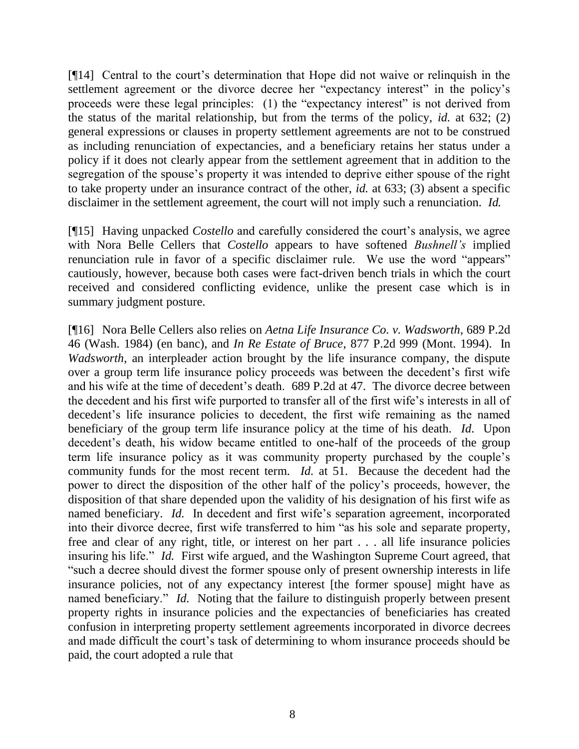[¶14] Central to the court's determination that Hope did not waive or relinquish in the settlement agreement or the divorce decree her "expectancy interest" in the policy's proceeds were these legal principles: (1) the "expectancy interest" is not derived from the status of the marital relationship, but from the terms of the policy, *id.* at 632; (2) general expressions or clauses in property settlement agreements are not to be construed as including renunciation of expectancies, and a beneficiary retains her status under a policy if it does not clearly appear from the settlement agreement that in addition to the segregation of the spouse's property it was intended to deprive either spouse of the right to take property under an insurance contract of the other, *id.* at 633; (3) absent a specific disclaimer in the settlement agreement, the court will not imply such a renunciation. *Id.*

[¶15] Having unpacked *Costello* and carefully considered the court's analysis, we agree with Nora Belle Cellers that *Costello* appears to have softened *Bushnell's* implied renunciation rule in favor of a specific disclaimer rule. We use the word "appears" cautiously, however, because both cases were fact-driven bench trials in which the court received and considered conflicting evidence, unlike the present case which is in summary judgment posture.

[¶16] Nora Belle Cellers also relies on *Aetna Life Insurance Co. v. Wadsworth*, 689 P.2d 46 (Wash. 1984) (en banc), and *In Re Estate of Bruce*, 877 P.2d 999 (Mont. 1994). In *Wadsworth*, an interpleader action brought by the life insurance company, the dispute over a group term life insurance policy proceeds was between the decedent's first wife and his wife at the time of decedent's death. 689 P.2d at 47. The divorce decree between the decedent and his first wife purported to transfer all of the first wife's interests in all of decedent's life insurance policies to decedent, the first wife remaining as the named beneficiary of the group term life insurance policy at the time of his death. *Id*. Upon decedent's death, his widow became entitled to one-half of the proceeds of the group term life insurance policy as it was community property purchased by the couple's community funds for the most recent term. *Id.* at 51. Because the decedent had the power to direct the disposition of the other half of the policy's proceeds, however, the disposition of that share depended upon the validity of his designation of his first wife as named beneficiary. *Id.* In decedent and first wife's separation agreement, incorporated into their divorce decree, first wife transferred to him "as his sole and separate property, free and clear of any right, title, or interest on her part . . . all life insurance policies insuring his life." *Id.* First wife argued, and the Washington Supreme Court agreed, that "such a decree should divest the former spouse only of present ownership interests in life insurance policies, not of any expectancy interest [the former spouse] might have as named beneficiary." *Id.* Noting that the failure to distinguish properly between present property rights in insurance policies and the expectancies of beneficiaries has created confusion in interpreting property settlement agreements incorporated in divorce decrees and made difficult the court's task of determining to whom insurance proceeds should be paid, the court adopted a rule that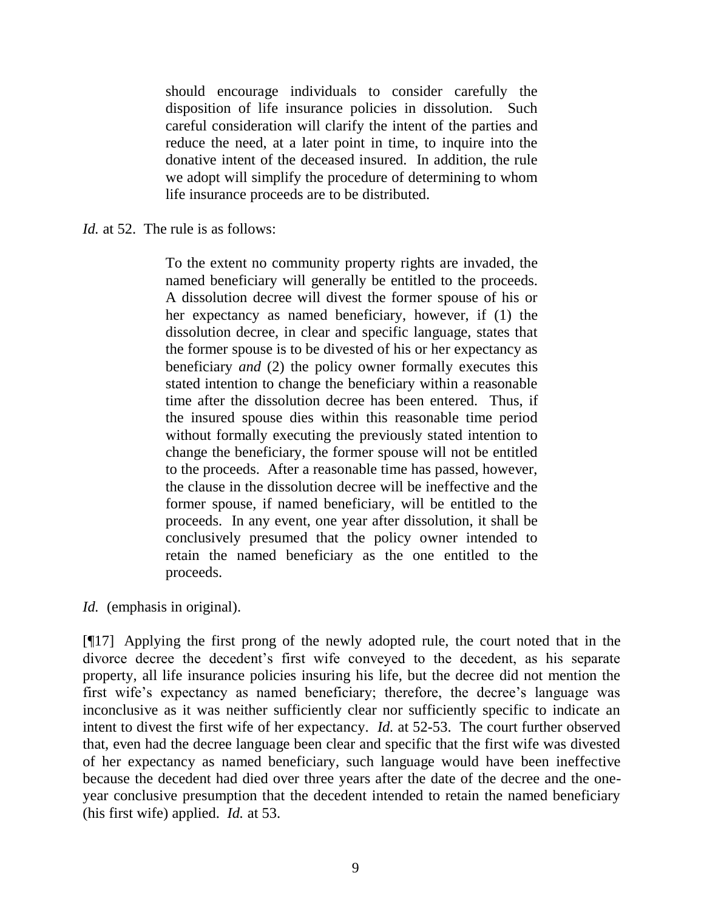> should encourage individuals to consider carefully the disposition of life insurance policies in dissolution. Such careful consideration will clarify the intent of the parties and reduce the need, at a later point in time, to inquire into the donative intent of the deceased insured. In addition, the rule we adopt will simplify the procedure of determining to whom life insurance proceeds are to be distributed.

*Id.* at 52. The rule is as follows:

> To the extent no community property rights are invaded, the named beneficiary will generally be entitled to the proceeds. A dissolution decree will divest the former spouse of his or her expectancy as named beneficiary, however, if (1) the dissolution decree, in clear and specific language, states that the former spouse is to be divested of his or her expectancy as beneficiary *and* (2) the policy owner formally executes this stated intention to change the beneficiary within a reasonable time after the dissolution decree has been entered. Thus, if the insured spouse dies within this reasonable time period without formally executing the previously stated intention to change the beneficiary, the former spouse will not be entitled to the proceeds. After a reasonable time has passed, however, the clause in the dissolution decree will be ineffective and the former spouse, if named beneficiary, will be entitled to the proceeds. In any event, one year after dissolution, it shall be conclusively presumed that the policy owner intended to retain the named beneficiary as the one entitled to the proceeds.

*Id.* (emphasis in original).

[¶17] Applying the first prong of the newly adopted rule, the court noted that in the divorce decree the decedent's first wife conveyed to the decedent, as his separate property, all life insurance policies insuring his life, but the decree did not mention the first wife's expectancy as named beneficiary; therefore, the decree's language was inconclusive as it was neither sufficiently clear nor sufficiently specific to indicate an intent to divest the first wife of her expectancy. *Id.* at 52-53. The court further observed that, even had the decree language been clear and specific that the first wife was divested of her expectancy as named beneficiary, such language would have been ineffective because the decedent had died over three years after the date of the decree and the one-year conclusive presumption that the decedent intended to retain the named beneficiary (his first wife) applied. *Id.* at 53.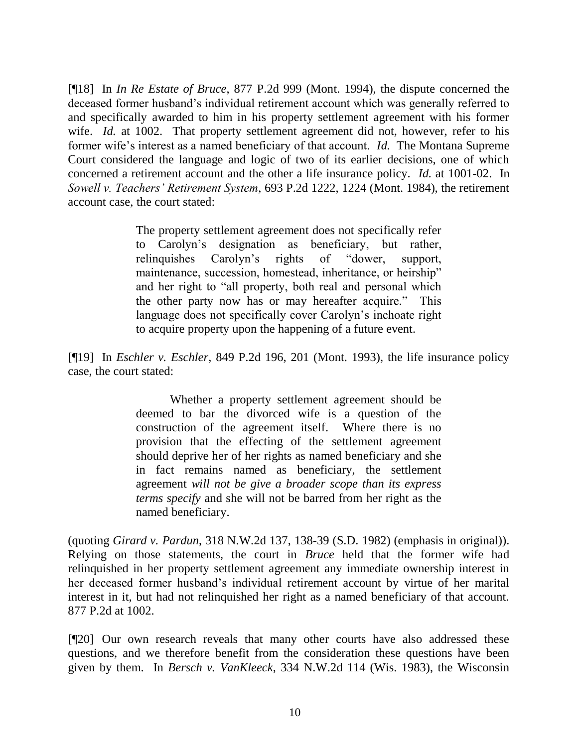[¶18] In *In Re Estate of Bruce*, 877 P.2d 999 (Mont. 1994), the dispute concerned the deceased former husband's individual retirement account which was generally referred to and specifically awarded to him in his property settlement agreement with his former wife. *Id.* at 1002. That property settlement agreement did not, however, refer to his former wife's interest as a named beneficiary of that account. *Id.* The Montana Supreme Court considered the language and logic of two of its earlier decisions, one of which concerned a retirement account and the other a life insurance policy. *Id.* at 1001-02. In *Sowell v. Teachers' Retirement System*, 693 P.2d 1222, 1224 (Mont. 1984), the retirement account case, the court stated:

> The property settlement agreement does not specifically refer to Carolyn's designation as beneficiary, but rather, relinquishes Carolyn's rights of "dower, support, maintenance, succession, homestead, inheritance, or heirship" and her right to "all property, both real and personal which the other party now has or may hereafter acquire." This language does not specifically cover Carolyn's inchoate right to acquire property upon the happening of a future event.

[¶19] In *Eschler v. Eschler*, 849 P.2d 196, 201 (Mont. 1993), the life insurance policy case, the court stated:

> Whether a property settlement agreement should be deemed to bar the divorced wife is a question of the construction of the agreement itself. Where there is no provision that the effecting of the settlement agreement should deprive her of her rights as named beneficiary and she in fact remains named as beneficiary, the settlement agreement *will not be give a broader scope than its express terms specify* and she will not be barred from her right as the named beneficiary.

(quoting *Girard v. Pardun*, 318 N.W.2d 137, 138-39 (S.D. 1982) (emphasis in original)). Relying on those statements, the court in *Bruce* held that the former wife had relinquished in her property settlement agreement any immediate ownership interest in her deceased former husband's individual retirement account by virtue of her marital interest in it, but had not relinquished her right as a named beneficiary of that account. 877 P.2d at 1002.

[¶20] Our own research reveals that many other courts have also addressed these questions, and we therefore benefit from the consideration these questions have been given by them. In *Bersch v. VanKleeck*, 334 N.W.2d 114 (Wis. 1983), the Wisconsin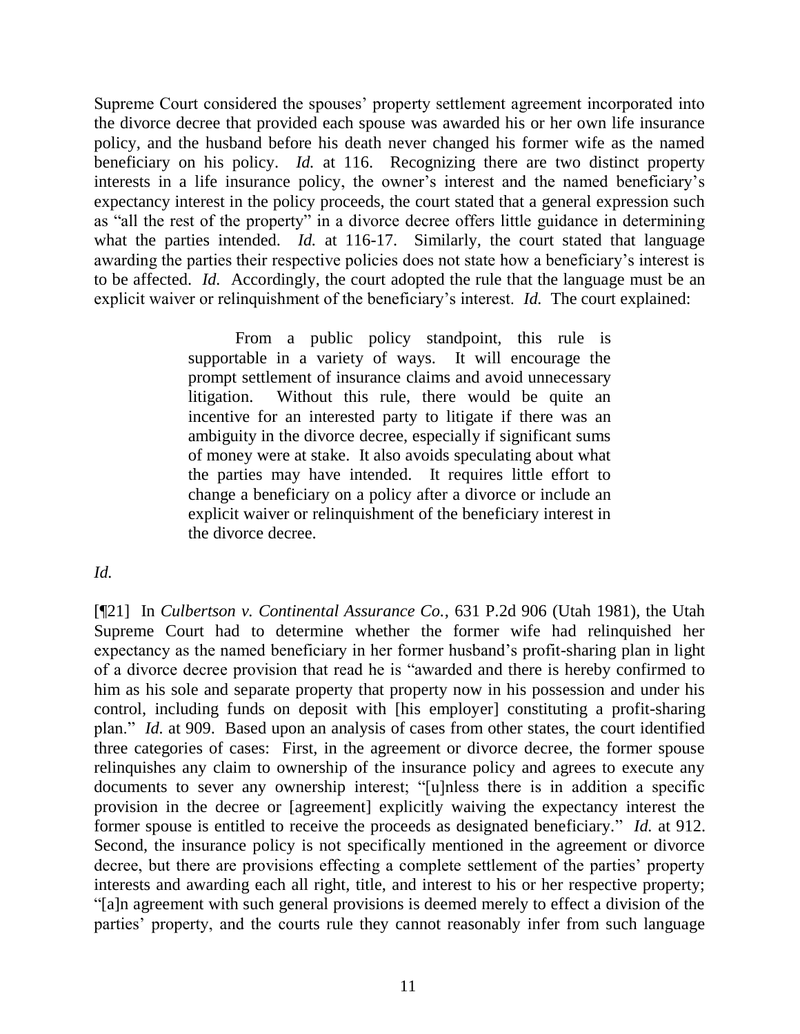Supreme Court considered the spouses' property settlement agreement incorporated into the divorce decree that provided each spouse was awarded his or her own life insurance policy, and the husband before his death never changed his former wife as the named beneficiary on his policy. *Id.* at 116. Recognizing there are two distinct property interests in a life insurance policy, the owner's interest and the named beneficiary's expectancy interest in the policy proceeds, the court stated that a general expression such as "all the rest of the property" in a divorce decree offers little guidance in determining what the parties intended. *Id.* at 116-17. Similarly, the court stated that language awarding the parties their respective policies does not state how a beneficiary's interest is to be affected. *Id.* Accordingly, the court adopted the rule that the language must be an explicit waiver or relinquishment of the beneficiary's interest. *Id.* The court explained:

> From a public policy standpoint, this rule is supportable in a variety of ways. It will encourage the prompt settlement of insurance claims and avoid unnecessary litigation. Without this rule, there would be quite an incentive for an interested party to litigate if there was an ambiguity in the divorce decree, especially if significant sums of money were at stake. It also avoids speculating about what the parties may have intended. It requires little effort to change a beneficiary on a policy after a divorce or include an explicit waiver or relinquishment of the beneficiary interest in the divorce decree.

*Id.*

[¶21] In *Culbertson v. Continental Assurance Co.*, 631 P.2d 906 (Utah 1981), the Utah Supreme Court had to determine whether the former wife had relinquished her expectancy as the named beneficiary in her former husband's profit-sharing plan in light of a divorce decree provision that read he is "awarded and there is hereby confirmed to him as his sole and separate property that property now in his possession and under his control, including funds on deposit with [his employer] constituting a profit-sharing plan." *Id.* at 909. Based upon an analysis of cases from other states, the court identified three categories of cases: First, in the agreement or divorce decree, the former spouse relinquishes any claim to ownership of the insurance policy and agrees to execute any documents to sever any ownership interest; "[u]nless there is in addition a specific provision in the decree or [agreement] explicitly waiving the expectancy interest the former spouse is entitled to receive the proceeds as designated beneficiary." *Id.* at 912. Second, the insurance policy is not specifically mentioned in the agreement or divorce decree, but there are provisions effecting a complete settlement of the parties' property interests and awarding each all right, title, and interest to his or her respective property; "[a]n agreement with such general provisions is deemed merely to effect a division of the parties' property, and the courts rule they cannot reasonably infer from such language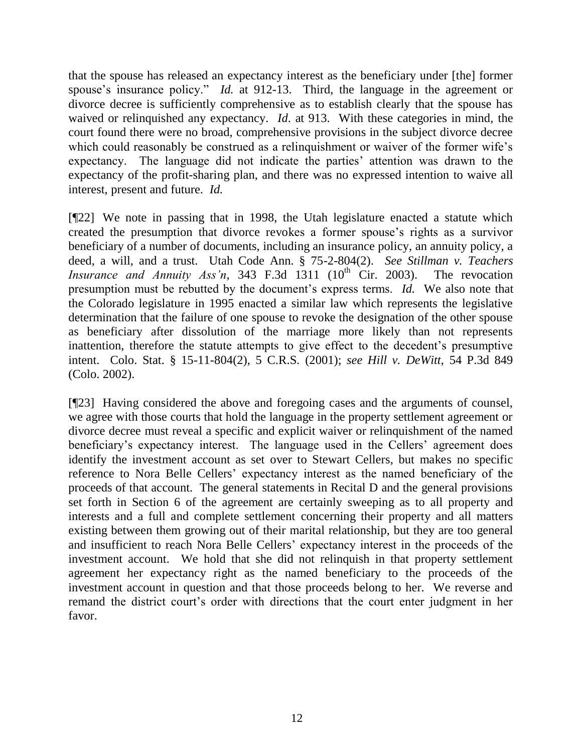that the spouse has released an expectancy interest as the beneficiary under [the] former spouse's insurance policy." *Id.* at 912-13. Third, the language in the agreement or divorce decree is sufficiently comprehensive as to establish clearly that the spouse has waived or relinquished any expectancy. *Id*. at 913. With these categories in mind, the court found there were no broad, comprehensive provisions in the subject divorce decree which could reasonably be construed as a relinquishment or waiver of the former wife's expectancy. The language did not indicate the parties' attention was drawn to the expectancy of the profit-sharing plan, and there was no expressed intention to waive all interest, present and future. *Id.*

[¶22] We note in passing that in 1998, the Utah legislature enacted a statute which created the presumption that divorce revokes a former spouse's rights as a survivor beneficiary of a number of documents, including an insurance policy, an annuity policy, a deed, a will, and a trust. Utah Code Ann. § 75-2-804(2). *See Stillman v. Teachers Insurance and Annuity Ass'n*, 343 F.3d 1311 (10th Cir. 2003). The revocation presumption must be rebutted by the document's express terms. *Id.* We also note that the Colorado legislature in 1995 enacted a similar law which represents the legislative determination that the failure of one spouse to revoke the designation of the other spouse as beneficiary after dissolution of the marriage more likely than not represents inattention, therefore the statute attempts to give effect to the decedent's presumptive intent. Colo. Stat. § 15-11-804(2), 5 C.R.S. (2001); *see Hill v. DeWitt*, 54 P.3d 849 (Colo. 2002).

[¶23] Having considered the above and foregoing cases and the arguments of counsel, we agree with those courts that hold the language in the property settlement agreement or divorce decree must reveal a specific and explicit waiver or relinquishment of the named beneficiary's expectancy interest. The language used in the Cellers' agreement does identify the investment account as set over to Stewart Cellers, but makes no specific reference to Nora Belle Cellers' expectancy interest as the named beneficiary of the proceeds of that account. The general statements in Recital D and the general provisions set forth in Section 6 of the agreement are certainly sweeping as to all property and interests and a full and complete settlement concerning their property and all matters existing between them growing out of their marital relationship, but they are too general and insufficient to reach Nora Belle Cellers' expectancy interest in the proceeds of the investment account. We hold that she did not relinquish in that property settlement agreement her expectancy right as the named beneficiary to the proceeds of the investment account in question and that those proceeds belong to her. We reverse and remand the district court's order with directions that the court enter judgment in her favor.